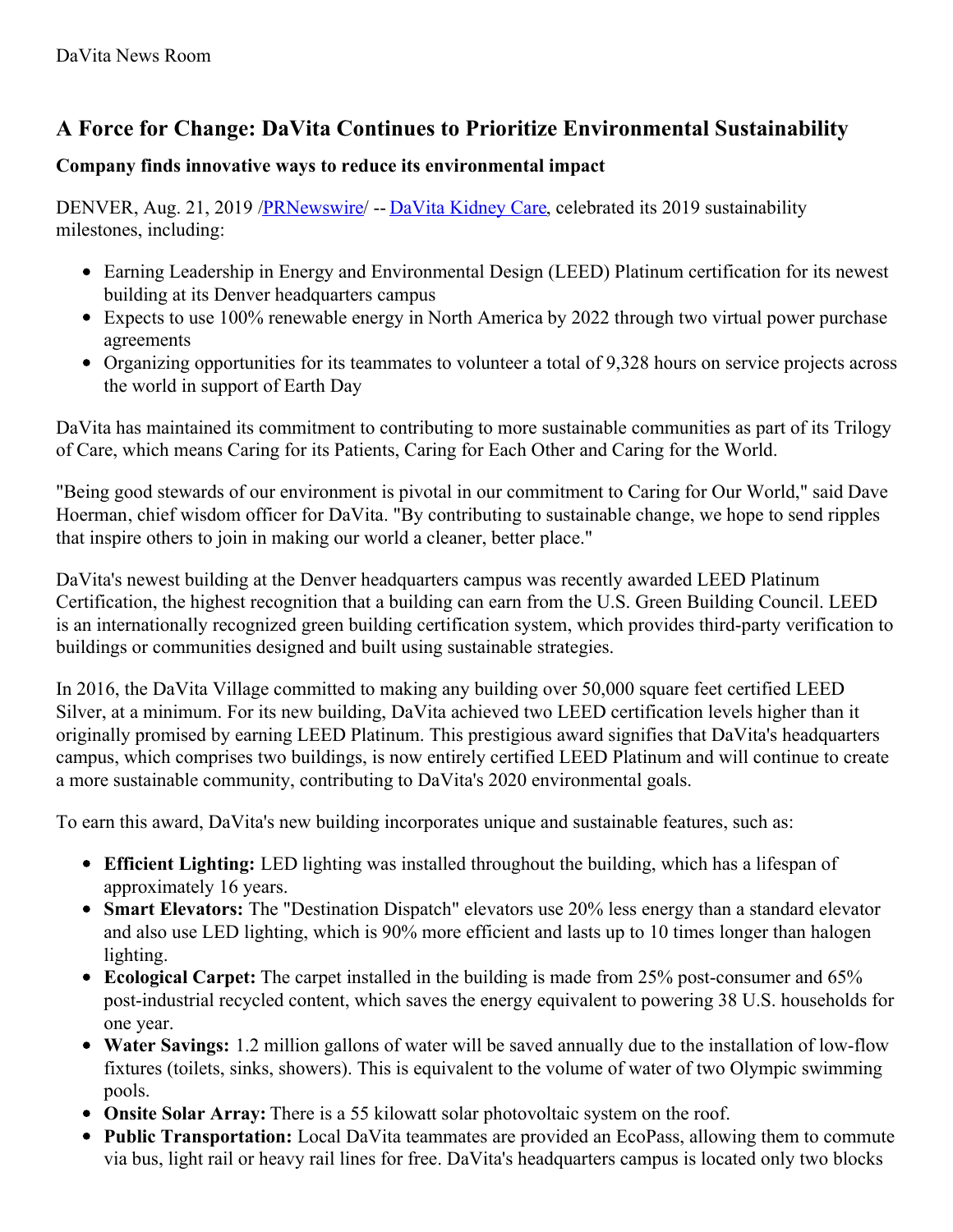DaVita News Room

# A Force for Change: DaVita Continues to Prioritize Environmental Sustainability

### Company finds innovative ways to reduce its environmental impact

DENVER, Aug. 21, 2019 /PRNewswire/ -- DaVita Kidney Care, celebrated its 2019 sustainability milestones, including:

- Earning Leadership in Energy and Environmental Design (LEED) Platinum certification for its newest building at its Denver headquarters campus
- Expects to use 100% renewable energy in North America by 2022 through two virtual power purchase agreements
- Organizing opportunities for its teammates to volunteer a total of 9,328 hours on service projects across the world in support of Earth Day

DaVita has maintained its commitment to contributing to more sustainable communities as part of its Trilogy of Care, which means Caring for its Patients, Caring for Each Other and Caring for the World.

"Being good stewards of our environment is pivotal in our commitment to Caring for Our World," said Dave Hoerman, chief wisdom officer for DaVita. "By contributing to sustainable change, we hope to send ripples that inspire others to join in making our world a cleaner, better place."

DaVita's newest building at the Denver headquarters campus was recently awarded LEED Platinum Certification, the highest recognition that a building can earn from the U.S. Green Building Council. LEED is an internationally recognized green building certification system, which provides third-party verification to buildings or communities designed and built using sustainable strategies.

In 2016, the DaVita Village committed to making any building over 50,000 square feet certified LEED Silver, at a minimum. For its new building, DaVita achieved two LEED certification levels higher than it originally promised by earning LEED Platinum. This prestigious award signifies that DaVita's headquarters campus, which comprises two buildings, is now entirely certified LEED Platinum and will continue to create a more sustainable community, contributing to DaVita's 2020 environmental goals.

To earn this award, DaVita's new building incorporates unique and sustainable features, such as:

- **Efficient Lighting:** LED lighting was installed throughout the building, which has a lifespan of approximately 16 years.
- **Smart Elevators:** The "Destination Dispatch" elevators use 20% less energy than a standard elevator and also use LED lighting, which is 90% more efficient and lasts up to 10 times longer than halogen lighting.
- **Ecological Carpet:** The carpet installed in the building is made from 25% post-consumer and 65% post-industrial recycled content, which saves the energy equivalent to powering 38 U.S. households for one year.
- **Water Savings:** 1.2 million gallons of water will be saved annually due to the installation of low-flow fixtures (toilets, sinks, showers). This is equivalent to the volume of water of two Olympic swimming pools.
- **Onsite Solar Array:** There is a 55 kilowatt solar photovoltaic system on the roof.
- **Public Transportation:** Local DaVita teammates are provided an EcoPass, allowing them to commute via bus, light rail or heavy rail lines for free. DaVita's headquarters campus is located only two blocks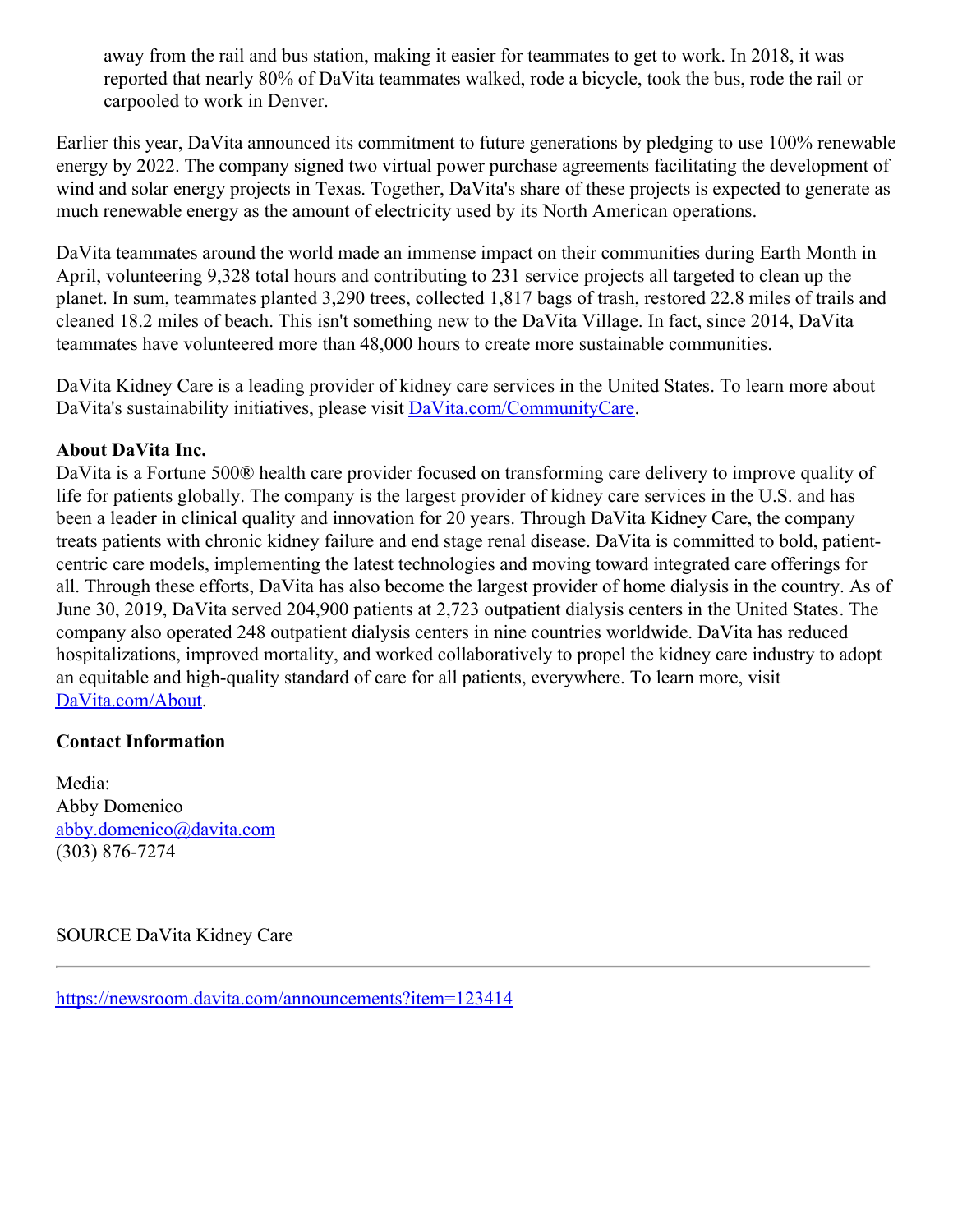away from the rail and bus station, making it easier for teammates to get to work. In 2018, it was reported that nearly 80% of DaVita teammates walked, rode a bicycle, took the bus, rode the rail or carpooled to work in Denver.

Earlier this year, DaVita announced its commitment to future generations by pledging to use 100% renewable energy by 2022. The company signed two virtual power purchase agreements facilitating the development of wind and solar energy projects in Texas. Together, DaVita's share of these projects is expected to generate as much renewable energy as the amount of electricity used by its North American operations.

DaVita teammates around the world made an immense impact on their communities during Earth Month in April, volunteering 9,328 total hours and contributing to 231 service projects all targeted to clean up the planet. In sum, teammates planted 3,290 trees, collected 1,817 bags of trash, restored 22.8 miles of trails and cleaned 18.2 miles of beach. This isn't something new to the DaVita Village. In fact, since 2014, DaVita teammates have volunteered more than 48,000 hours to create more sustainable communities.

DaVita Kidney Care is a leading provider of kidney care services in the United States. To learn more about DaVita's sustainability initiatives, please visit [DaVita.com/CommunityCare](DaVita.com/CommunityCare).

**About DaVita Inc.**
DaVita is a Fortune 500® health care provider focused on transforming care delivery to improve quality of life for patients globally. The company is the largest provider of kidney care services in the U.S. and has been a leader in clinical quality and innovation for 20 years. Through DaVita Kidney Care, the company treats patients with chronic kidney failure and end stage renal disease. DaVita is committed to bold, patient-centric care models, implementing the latest technologies and moving toward integrated care offerings for all. Through these efforts, DaVita has also become the largest provider of home dialysis in the country. As of June 30, 2019, DaVita served 204,900 patients at 2,723 outpatient dialysis centers in the United States. The company also operated 248 outpatient dialysis centers in nine countries worldwide. DaVita has reduced hospitalizations, improved mortality, and worked collaboratively to propel the kidney care industry to adopt an equitable and high-quality standard of care for all patients, everywhere. To learn more, visit [DaVita.com/About](DaVita.com/About).

**Contact Information**

Media:
Abby Domenico
[abby.domenico@davita.com](mailto:abby.domenico@davita.com)
(303) 876-7274

SOURCE DaVita Kidney Care

---

https://newsroom.davita.com/announcements?item=123414